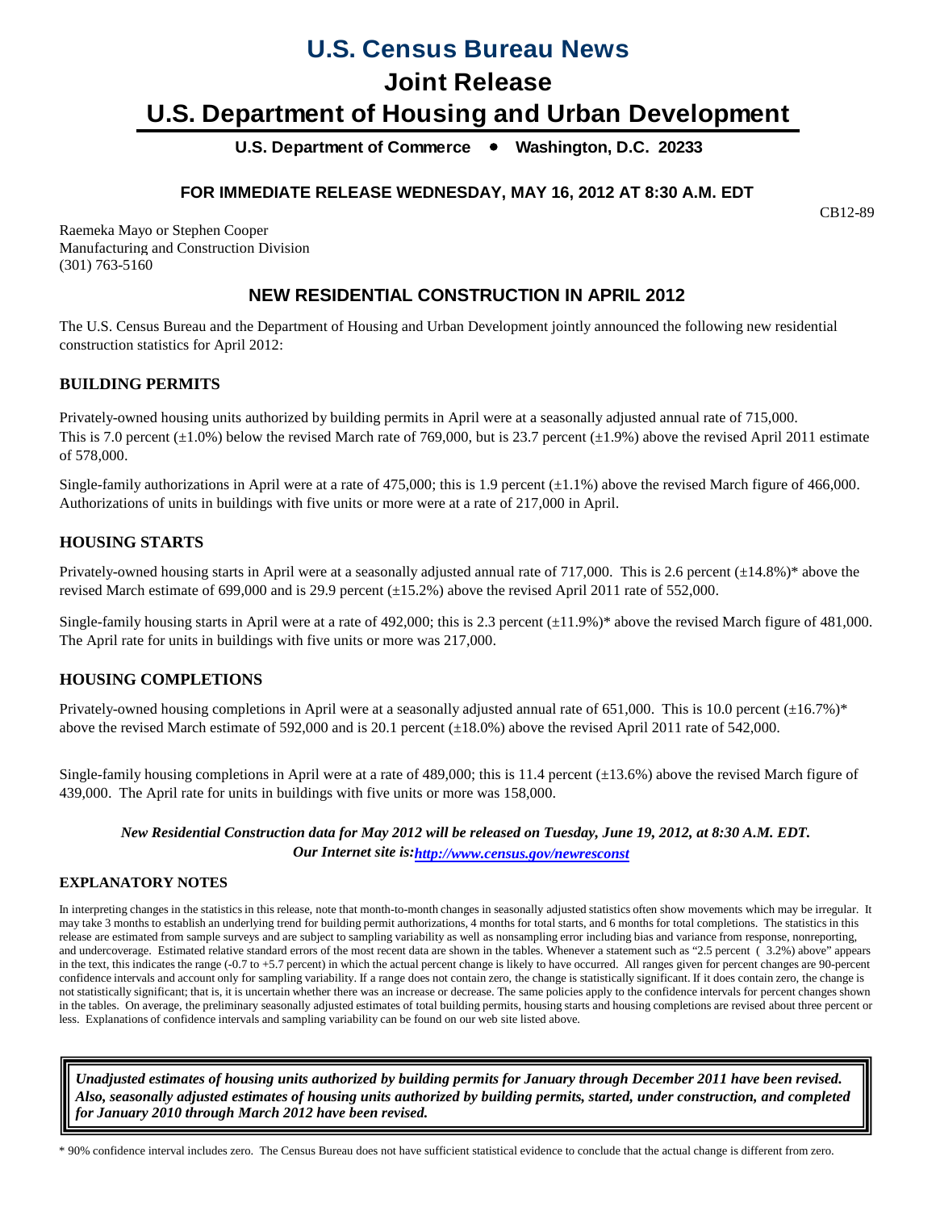# U.S. Census Bureau News

# Joint Release

# U.S. Department of Housing and Urban Development

**U.S. Department of Commerce • Washington, D.C. 20233**

**FOR IMMEDIATE RELEASE WEDNESDAY, MAY 16, 2012 AT 8:30 A.M. EDT**

CB12-89

Raemeka Mayo or Stephen Cooper
Manufacturing and Construction Division
(301) 763-5160

## NEW RESIDENTIAL CONSTRUCTION IN APRIL 2012

The U.S. Census Bureau and the Department of Housing and Urban Development jointly announced the following new residential construction statistics for April 2012:

### BUILDING PERMITS

Privately-owned housing units authorized by building permits in April were at a seasonally adjusted annual rate of 715,000. This is 7.0 percent (±1.0%) below the revised March rate of 769,000, but is 23.7 percent (±1.9%) above the revised April 2011 estimate of 578,000.

Single-family authorizations in April were at a rate of 475,000; this is 1.9 percent (±1.1%) above the revised March figure of 466,000. Authorizations of units in buildings with five units or more were at a rate of 217,000 in April.

### HOUSING STARTS

Privately-owned housing starts in April were at a seasonally adjusted annual rate of 717,000. This is 2.6 percent (±14.8%)* above the revised March estimate of 699,000 and is 29.9 percent (±15.2%) above the revised April 2011 rate of 552,000.

Single-family housing starts in April were at a rate of 492,000; this is 2.3 percent (±11.9%)* above the revised March figure of 481,000. The April rate for units in buildings with five units or more was 217,000.

### HOUSING COMPLETIONS

Privately-owned housing completions in April were at a seasonally adjusted annual rate of 651,000. This is 10.0 percent (±16.7%)* above the revised March estimate of 592,000 and is 20.1 percent (±18.0%) above the revised April 2011 rate of 542,000.

Single-family housing completions in April were at a rate of 489,000; this is 11.4 percent (±13.6%) above the revised March figure of 439,000. The April rate for units in buildings with five units or more was 158,000.

***New Residential Construction data for May 2012 will be released on Tuesday, June 19, 2012, at 8:30 A.M. EDT.***
***Our Internet site is: http://www.census.gov/newresconst***

### EXPLANATORY NOTES

In interpreting changes in the statistics in this release, note that month-to-month changes in seasonally adjusted statistics often show movements which may be irregular. It may take 3 months to establish an underlying trend for building permit authorizations, 4 months for total starts, and 6 months for total completions. The statistics in this release are estimated from sample surveys and are subject to sampling variability as well as nonsampling error including bias and variance from response, nonreporting, and undercoverage. Estimated relative standard errors of the most recent data are shown in the tables. Whenever a statement such as "2.5 percent (±3.2%) above" appears in the text, this indicates the range (-0.7 to +5.7 percent) in which the actual percent change is likely to have occurred. All ranges given for percent changes are 90-percent confidence intervals and account only for sampling variability. If a range does not contain zero, the change is statistically significant. If it does contain zero, the change is not statistically significant; that is, it is uncertain whether there was an increase or decrease. The same policies apply to the confidence intervals for percent changes shown in the tables. On average, the preliminary seasonally adjusted estimates of total building permits, housing starts and housing completions are revised about three percent or less. Explanations of confidence intervals and sampling variability can be found on our web site listed above.

***Unadjusted estimates of housing units authorized by building permits for January through December 2011 have been revised. Also, seasonally adjusted estimates of housing units authorized by building permits, started, under construction, and completed for January 2010 through March 2012 have been revised.***

* 90% confidence interval includes zero. The Census Bureau does not have sufficient statistical evidence to conclude that the actual change is different from zero.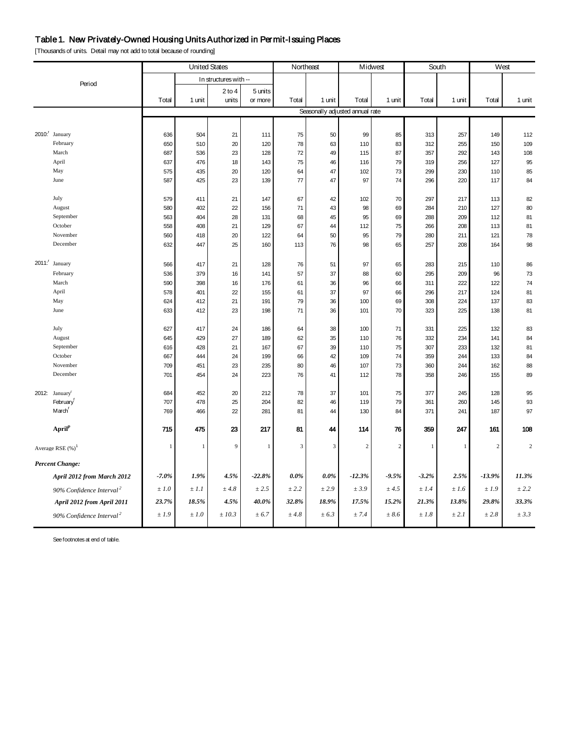# Table 1. New Privately-Owned Housing Units Authorized in Permit-Issuing Places

[Thousands of units. Detail may not add to total because of rounding]

| Period | United States | | | | Northeast | | Midwest | | South | | West | |
|---|---|---|---|---|---|---|---|---|---|---|---|---|
| | | In structures with -- | | | | | | | | | | |
| | Total | 1 unit | 2 to 4 units | 5 units or more | Total | 1 unit | Total | 1 unit | Total | 1 unit | Total | 1 unit |
| | Seasonally adjusted annual rate | | | | | | | | | | | |
| 2010:[r] January | 636 | 504 | 21 | 111 | 75 | 50 | 99 | 85 | 313 | 257 | 149 | 112 |
| February | 650 | 510 | 20 | 120 | 78 | 63 | 110 | 83 | 312 | 255 | 150 | 109 |
| March | 687 | 536 | 23 | 128 | 72 | 49 | 115 | 87 | 357 | 292 | 143 | 108 |
| April | 637 | 476 | 18 | 143 | 75 | 46 | 116 | 79 | 319 | 256 | 127 | 95 |
| May | 575 | 435 | 20 | 120 | 64 | 47 | 102 | 73 | 299 | 230 | 110 | 85 |
| June | 587 | 425 | 23 | 139 | 77 | 47 | 97 | 74 | 296 | 220 | 117 | 84 |
| July | 579 | 411 | 21 | 147 | 67 | 42 | 102 | 70 | 297 | 217 | 113 | 82 |
| August | 580 | 402 | 22 | 156 | 71 | 43 | 98 | 69 | 284 | 210 | 127 | 80 |
| September | 563 | 404 | 28 | 131 | 68 | 45 | 95 | 69 | 288 | 209 | 112 | 81 |
| October | 558 | 408 | 21 | 129 | 67 | 44 | 112 | 75 | 266 | 208 | 113 | 81 |
| November | 560 | 418 | 20 | 122 | 64 | 50 | 95 | 79 | 280 | 211 | 121 | 78 |
| December | 632 | 447 | 25 | 160 | 113 | 76 | 98 | 65 | 257 | 208 | 164 | 98 |
| 2011:[r] January | 566 | 417 | 21 | 128 | 76 | 51 | 97 | 65 | 283 | 215 | 110 | 86 |
| February | 536 | 379 | 16 | 141 | 57 | 37 | 88 | 60 | 295 | 209 | 96 | 73 |
| March | 590 | 398 | 16 | 176 | 61 | 36 | 96 | 66 | 311 | 222 | 122 | 74 |
| April | 578 | 401 | 22 | 155 | 61 | 37 | 97 | 66 | 296 | 217 | 124 | 81 |
| May | 624 | 412 | 21 | 191 | 79 | 36 | 100 | 69 | 308 | 224 | 137 | 83 |
| June | 633 | 412 | 23 | 198 | 71 | 36 | 101 | 70 | 323 | 225 | 138 | 81 |
| July | 627 | 417 | 24 | 186 | 64 | 38 | 100 | 71 | 331 | 225 | 132 | 83 |
| August | 645 | 429 | 27 | 189 | 62 | 35 | 110 | 76 | 332 | 234 | 141 | 84 |
| September | 616 | 428 | 21 | 167 | 67 | 39 | 110 | 75 | 307 | 233 | 132 | 81 |
| October | 667 | 444 | 24 | 199 | 66 | 42 | 109 | 74 | 359 | 244 | 133 | 84 |
| November | 709 | 451 | 23 | 235 | 80 | 46 | 107 | 73 | 360 | 244 | 162 | 88 |
| December | 701 | 454 | 24 | 223 | 76 | 41 | 112 | 78 | 358 | 246 | 155 | 89 |
| 2012: January[r] | 684 | 452 | 20 | 212 | 78 | 37 | 101 | 75 | 377 | 245 | 128 | 95 |
| February[r] | 707 | 478 | 25 | 204 | 82 | 46 | 119 | 79 | 361 | 260 | 145 | 93 |
| March[r] | 769 | 466 | 22 | 281 | 81 | 44 | 130 | 84 | 371 | 241 | 187 | 97 |
| **April[p]** | **715** | **475** | **23** | **217** | **81** | **44** | **114** | **76** | **359** | **247** | **161** | **108** |
| Average RSE (%)[1] | 1 | 1 | 9 | 1 | 3 | 3 | 2 | 2 | 1 | 1 | 2 | 2 |
| ***Percent Change:*** | | | | | | | | | | | | |
| ***April 2012 from March 2012*** | ***-7.0%*** | ***1.9%*** | ***4.5%*** | ***-22.8%*** | ***0.0%*** | ***0.0%*** | ***-12.3%*** | ***-9.5%*** | ***-3.2%*** | ***2.5%*** | ***-13.9%*** | ***11.3%*** |
| *90% Confidence Interval[2]* | *± 1.0* | *± 1.1* | *± 4.8* | *± 2.5* | *± 2.2* | *± 2.9* | *± 3.9* | *± 4.5* | *± 1.4* | *± 1.6* | *± 1.9* | *± 2.2* |
| ***April 2012 from April 2011*** | ***23.7%*** | ***18.5%*** | ***4.5%*** | ***40.0%*** | ***32.8%*** | ***18.9%*** | ***17.5%*** | ***15.2%*** | ***21.3%*** | ***13.8%*** | ***29.8%*** | ***33.3%*** |
| *90% Confidence Interval[2]* | *± 1.9* | *± 1.0* | *± 10.3* | *± 6.7* | *± 4.8* | *± 6.3* | *± 7.4* | *± 8.6* | *± 1.8* | *± 2.1* | *± 2.8* | *± 3.3* |

See footnotes at end of table.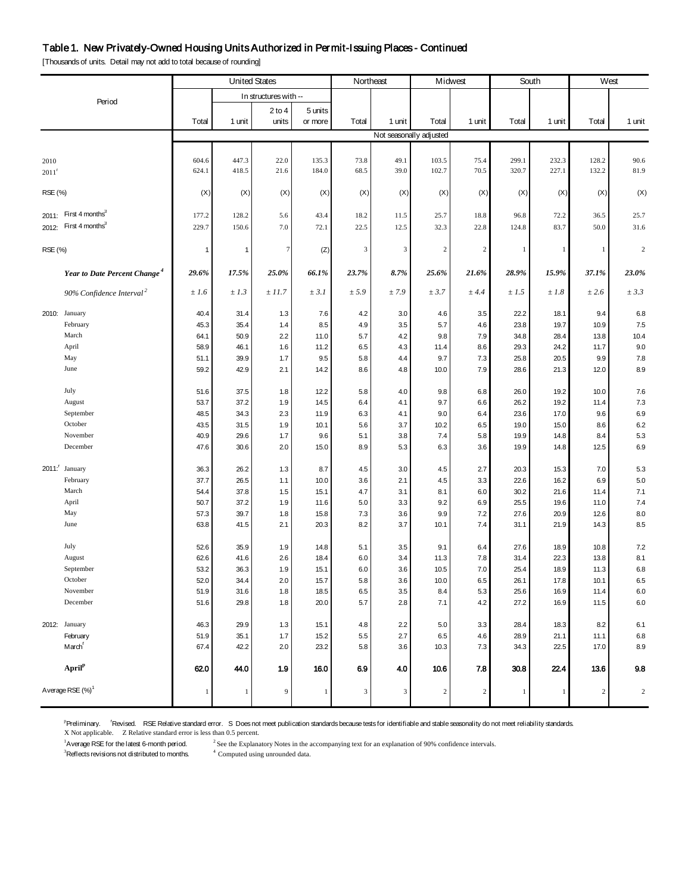# Table 1. New Privately-Owned Housing Units Authorized in Permit-Issuing Places - Continued

[Thousands of units. Detail may not add to total because of rounding]

| Period | United States | | | | Northeast | | Midwest | | South | | West | |
|---|---|---|---|---|---|---|---|---|---|---|---|---|
| | | In structures with -- | | | | | | | | | | |
| | Total | 1 unit | 2 to 4 units | 5 units or more | Total | 1 unit | Total | 1 unit | Total | 1 unit | Total | 1 unit |
| | Not seasonally adjusted | | | | | | | | | | | |
| 2010 | 604.6 | 447.3 | 22.0 | 135.3 | 73.8 | 49.1 | 103.5 | 75.4 | 299.1 | 232.3 | 128.2 | 90.6 |
| 2011[r] | 624.1 | 418.5 | 21.6 | 184.0 | 68.5 | 39.0 | 102.7 | 70.5 | 320.7 | 227.1 | 132.2 | 81.9 |
| RSE (%) | (X) | (X) | (X) | (X) | (X) | (X) | (X) | (X) | (X) | (X) | (X) | (X) |
| 2011: First 4 months[3] | 177.2 | 128.2 | 5.6 | 43.4 | 18.2 | 11.5 | 25.7 | 18.8 | 96.8 | 72.2 | 36.5 | 25.7 |
| 2012: First 4 months[3] | 229.7 | 150.6 | 7.0 | 72.1 | 22.5 | 12.5 | 32.3 | 22.8 | 124.8 | 83.7 | 50.0 | 31.6 |
| RSE (%) | 1 | 1 | 7 | (Z) | 3 | 3 | 2 | 2 | 1 | 1 | 1 | 2 |
| ***Year to Date Percent Change[4]*** | ***29.6%*** | ***17.5%*** | ***25.0%*** | ***66.1%*** | ***23.7%*** | ***8.7%*** | ***25.6%*** | ***21.6%*** | ***28.9%*** | ***15.9%*** | ***37.1%*** | ***23.0%*** |
| *90% Confidence Interval[2]* | *± 1.6* | *± 1.3* | *± 11.7* | *± 3.1* | *± 5.9* | *± 7.9* | *± 3.7* | *± 4.4* | *± 1.5* | *± 1.8* | *± 2.6* | *± 3.3* |
| 2010: January | 40.4 | 31.4 | 1.3 | 7.6 | 4.2 | 3.0 | 4.6 | 3.5 | 22.2 | 18.1 | 9.4 | 6.8 |
| February | 45.3 | 35.4 | 1.4 | 8.5 | 4.9 | 3.5 | 5.7 | 4.6 | 23.8 | 19.7 | 10.9 | 7.5 |
| March | 64.1 | 50.9 | 2.2 | 11.0 | 5.7 | 4.2 | 9.8 | 7.9 | 34.8 | 28.4 | 13.8 | 10.4 |
| April | 58.9 | 46.1 | 1.6 | 11.2 | 6.5 | 4.3 | 11.4 | 8.6 | 29.3 | 24.2 | 11.7 | 9.0 |
| May | 51.1 | 39.9 | 1.7 | 9.5 | 5.8 | 4.4 | 9.7 | 7.3 | 25.8 | 20.5 | 9.9 | 7.8 |
| June | 59.2 | 42.9 | 2.1 | 14.2 | 8.6 | 4.8 | 10.0 | 7.9 | 28.6 | 21.3 | 12.0 | 8.9 |
| July | 51.6 | 37.5 | 1.8 | 12.2 | 5.8 | 4.0 | 9.8 | 6.8 | 26.0 | 19.2 | 10.0 | 7.6 |
| August | 53.7 | 37.2 | 1.9 | 14.5 | 6.4 | 4.1 | 9.7 | 6.6 | 26.2 | 19.2 | 11.4 | 7.3 |
| September | 48.5 | 34.3 | 2.3 | 11.9 | 6.3 | 4.1 | 9.0 | 6.4 | 23.6 | 17.0 | 9.6 | 6.9 |
| October | 43.5 | 31.5 | 1.9 | 10.1 | 5.6 | 3.7 | 10.2 | 6.5 | 19.0 | 15.0 | 8.6 | 6.2 |
| November | 40.9 | 29.6 | 1.7 | 9.6 | 5.1 | 3.8 | 7.4 | 5.8 | 19.9 | 14.8 | 8.4 | 5.3 |
| December | 47.6 | 30.6 | 2.0 | 15.0 | 8.9 | 5.3 | 6.3 | 3.6 | 19.9 | 14.8 | 12.5 | 6.9 |
| 2011:[r] January | 36.3 | 26.2 | 1.3 | 8.7 | 4.5 | 3.0 | 4.5 | 2.7 | 20.3 | 15.3 | 7.0 | 5.3 |
| February | 37.7 | 26.5 | 1.1 | 10.0 | 3.6 | 2.1 | 4.5 | 3.3 | 22.6 | 16.2 | 6.9 | 5.0 |
| March | 54.4 | 37.8 | 1.5 | 15.1 | 4.7 | 3.1 | 8.1 | 6.0 | 30.2 | 21.6 | 11.4 | 7.1 |
| April | 50.7 | 37.2 | 1.9 | 11.6 | 5.0 | 3.3 | 9.2 | 6.9 | 25.5 | 19.6 | 11.0 | 7.4 |
| May | 57.3 | 39.7 | 1.8 | 15.8 | 7.3 | 3.6 | 9.9 | 7.2 | 27.6 | 20.9 | 12.6 | 8.0 |
| June | 63.8 | 41.5 | 2.1 | 20.3 | 8.2 | 3.7 | 10.1 | 7.4 | 31.1 | 21.9 | 14.3 | 8.5 |
| July | 52.6 | 35.9 | 1.9 | 14.8 | 5.1 | 3.5 | 9.1 | 6.4 | 27.6 | 18.9 | 10.8 | 7.2 |
| August | 62.6 | 41.6 | 2.6 | 18.4 | 6.0 | 3.4 | 11.3 | 7.8 | 31.4 | 22.3 | 13.8 | 8.1 |
| September | 53.2 | 36.3 | 1.9 | 15.1 | 6.0 | 3.6 | 10.5 | 7.0 | 25.4 | 18.9 | 11.3 | 6.8 |
| October | 52.0 | 34.4 | 2.0 | 15.7 | 5.8 | 3.6 | 10.0 | 6.5 | 26.1 | 17.8 | 10.1 | 6.5 |
| November | 51.9 | 31.6 | 1.8 | 18.5 | 6.5 | 3.5 | 8.4 | 5.3 | 25.6 | 16.9 | 11.4 | 6.0 |
| December | 51.6 | 29.8 | 1.8 | 20.0 | 5.7 | 2.8 | 7.1 | 4.2 | 27.2 | 16.9 | 11.5 | 6.0 |
| 2012: January | 46.3 | 29.9 | 1.3 | 15.1 | 4.8 | 2.2 | 5.0 | 3.3 | 28.4 | 18.3 | 8.2 | 6.1 |
| February | 51.9 | 35.1 | 1.7 | 15.2 | 5.5 | 2.7 | 6.5 | 4.6 | 28.9 | 21.1 | 11.1 | 6.8 |
| March[r] | 67.4 | 42.2 | 2.0 | 23.2 | 5.8 | 3.6 | 10.3 | 7.3 | 34.3 | 22.5 | 17.0 | 8.9 |
| **April[p]** | **62.0** | **44.0** | **1.9** | **16.0** | **6.9** | **4.0** | **10.6** | **7.8** | **30.8** | **22.4** | **13.6** | **9.8** |
| Average RSE (%)[1] | 1 | 1 | 9 | 1 | 3 | 3 | 2 | 2 | 1 | 1 | 2 | 2 |

[p]Preliminary. [r]Revised. RSE Relative standard error. S Does not meet publication standards because tests for identifiable and stable seasonality do not meet reliability standards.
X Not applicable. Z Relative standard error is less than 0.5 percent.
[1]Average RSE for the latest 6-month period. [2] See the Explanatory Notes in the accompanying text for an explanation of 90% confidence intervals.
[3]Reflects revisions not distributed to months. [4] Computed using unrounded data.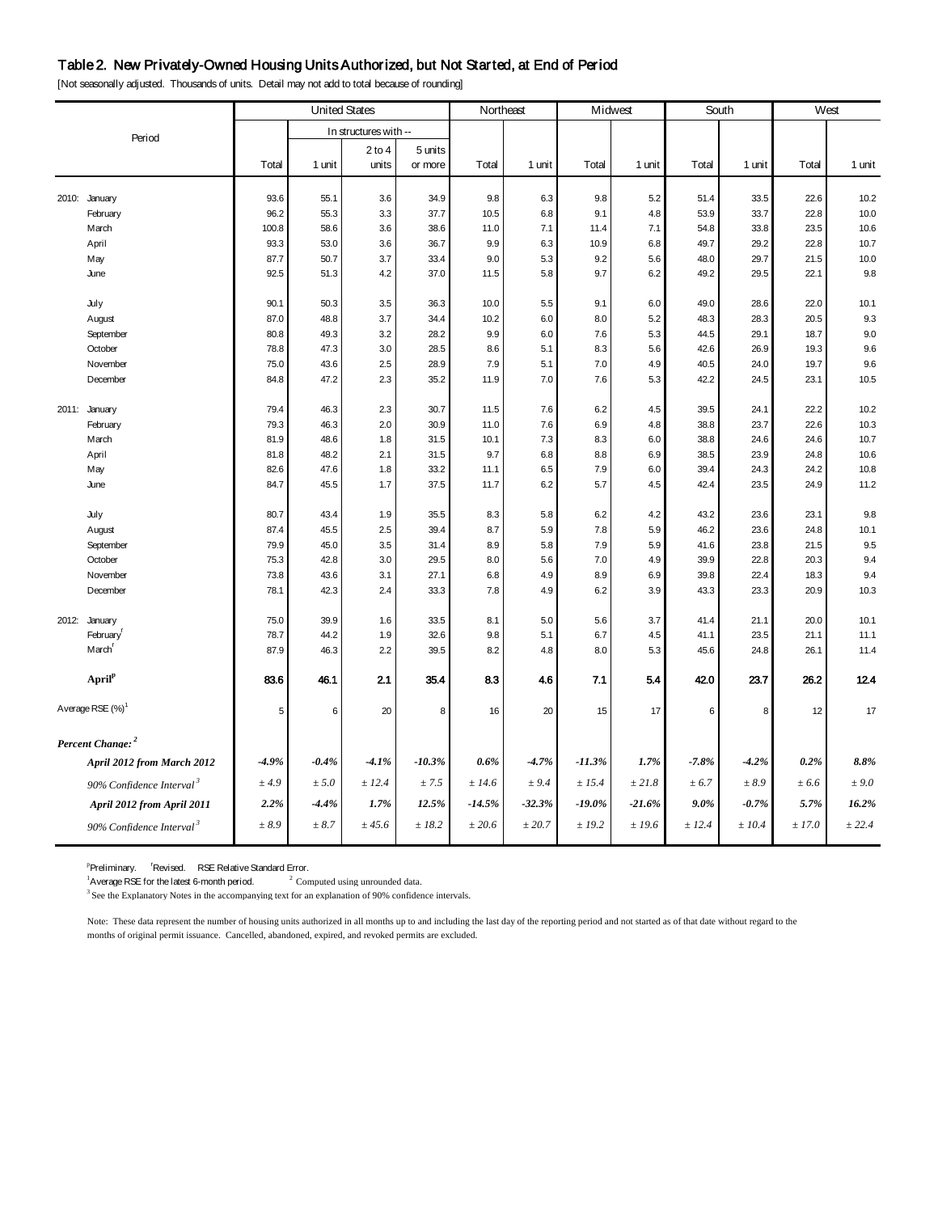## Table 2. New Privately-Owned Housing Units Authorized, but Not Started, at End of Period

[Not seasonally adjusted. Thousands of units. Detail may not add to total because of rounding]

| Period | United States | | | | Northeast | | Midwest | | South | | West | |
|---|---|---|---|---|---|---|---|---|---|---|---|---|
| | Total | In structures with -- 1 unit | 2 to 4 units | 5 units or more | Total | 1 unit | Total | 1 unit | Total | 1 unit | Total | 1 unit |
| 2010: January | 93.6 | 55.1 | 3.6 | 34.9 | 9.8 | 6.3 | 9.8 | 5.2 | 51.4 | 33.5 | 22.6 | 10.2 |
| February | 96.2 | 55.3 | 3.3 | 37.7 | 10.5 | 6.8 | 9.1 | 4.8 | 53.9 | 33.7 | 22.8 | 10.0 |
| March | 100.8 | 58.6 | 3.6 | 38.6 | 11.0 | 7.1 | 11.4 | 7.1 | 54.8 | 33.8 | 23.5 | 10.6 |
| April | 93.3 | 53.0 | 3.6 | 36.7 | 9.9 | 6.3 | 10.9 | 6.8 | 49.7 | 29.2 | 22.8 | 10.7 |
| May | 87.7 | 50.7 | 3.7 | 33.4 | 9.0 | 5.3 | 9.2 | 5.6 | 48.0 | 29.7 | 21.5 | 10.0 |
| June | 92.5 | 51.3 | 4.2 | 37.0 | 11.5 | 5.8 | 9.7 | 6.2 | 49.2 | 29.5 | 22.1 | 9.8 |
| July | 90.1 | 50.3 | 3.5 | 36.3 | 10.0 | 5.5 | 9.1 | 6.0 | 49.0 | 28.6 | 22.0 | 10.1 |
| August | 87.0 | 48.8 | 3.7 | 34.4 | 10.2 | 6.0 | 8.0 | 5.2 | 48.3 | 28.3 | 20.5 | 9.3 |
| September | 80.8 | 49.3 | 3.2 | 28.2 | 9.9 | 6.0 | 7.6 | 5.3 | 44.5 | 29.1 | 18.7 | 9.0 |
| October | 78.8 | 47.3 | 3.0 | 28.5 | 8.6 | 5.1 | 8.3 | 5.6 | 42.6 | 26.9 | 19.3 | 9.6 |
| November | 75.0 | 43.6 | 2.5 | 28.9 | 7.9 | 5.1 | 7.0 | 4.9 | 40.5 | 24.0 | 19.7 | 9.6 |
| December | 84.8 | 47.2 | 2.3 | 35.2 | 11.9 | 7.0 | 7.6 | 5.3 | 42.2 | 24.5 | 23.1 | 10.5 |
| 2011: January | 79.4 | 46.3 | 2.3 | 30.7 | 11.5 | 7.6 | 6.2 | 4.5 | 39.5 | 24.1 | 22.2 | 10.2 |
| February | 79.3 | 46.3 | 2.0 | 30.9 | 11.0 | 7.6 | 6.9 | 4.8 | 38.8 | 23.7 | 22.6 | 10.3 |
| March | 81.9 | 48.6 | 1.8 | 31.5 | 10.1 | 7.3 | 8.3 | 6.0 | 38.8 | 24.6 | 24.6 | 10.7 |
| April | 81.8 | 48.2 | 2.1 | 31.5 | 9.7 | 6.8 | 8.8 | 6.9 | 38.5 | 23.9 | 24.8 | 10.6 |
| May | 82.6 | 47.6 | 1.8 | 33.2 | 11.1 | 6.5 | 7.9 | 6.0 | 39.4 | 24.3 | 24.2 | 10.8 |
| June | 84.7 | 45.5 | 1.7 | 37.5 | 11.7 | 6.2 | 5.7 | 4.5 | 42.4 | 23.5 | 24.9 | 11.2 |
| July | 80.7 | 43.4 | 1.9 | 35.5 | 8.3 | 5.8 | 6.2 | 4.2 | 43.2 | 23.6 | 23.1 | 9.8 |
| August | 87.4 | 45.5 | 2.5 | 39.4 | 8.7 | 5.9 | 7.8 | 5.9 | 46.2 | 23.6 | 24.8 | 10.1 |
| September | 79.9 | 45.0 | 3.5 | 31.4 | 8.9 | 5.8 | 7.9 | 5.9 | 41.6 | 23.8 | 21.5 | 9.5 |
| October | 75.3 | 42.8 | 3.0 | 29.5 | 8.0 | 5.6 | 7.0 | 4.9 | 39.9 | 22.8 | 20.3 | 9.4 |
| November | 73.8 | 43.6 | 3.1 | 27.1 | 6.8 | 4.9 | 8.9 | 6.9 | 39.8 | 22.4 | 18.3 | 9.4 |
| December | 78.1 | 42.3 | 2.4 | 33.3 | 7.8 | 4.9 | 6.2 | 3.9 | 43.3 | 23.3 | 20.9 | 10.3 |
| 2012: January | 75.0 | 39.9 | 1.6 | 33.5 | 8.1 | 5.0 | 5.6 | 3.7 | 41.4 | 21.1 | 20.0 | 10.1 |
| February[r] | 78.7 | 44.2 | 1.9 | 32.6 | 9.8 | 5.1 | 6.7 | 4.5 | 41.1 | 23.5 | 21.1 | 11.1 |
| March[r] | 87.9 | 46.3 | 2.2 | 39.5 | 8.2 | 4.8 | 8.0 | 5.3 | 45.6 | 24.8 | 26.1 | 11.4 |
| **April[p]** | **83.6** | **46.1** | **2.1** | **35.4** | **8.3** | **4.6** | **7.1** | **5.4** | **42.0** | **23.7** | **26.2** | **12.4** |
| Average RSE (%)[1] | 5 | 6 | 20 | 8 | 16 | 20 | 15 | 17 | 6 | 8 | 12 | 17 |
| ***Percent Change:*** [2] | | | | | | | | | | | | |
| ***April 2012 from March 2012*** | ***-4.9%*** | ***-0.4%*** | ***-4.1%*** | ***-10.3%*** | ***0.6%*** | ***-4.7%*** | ***-11.3%*** | ***1.7%*** | ***-7.8%*** | ***-4.2%*** | ***0.2%*** | ***8.8%*** |
| *90% Confidence Interval*[3] | *± 4.9* | *± 5.0* | *± 12.4* | *± 7.5* | *± 14.6* | *± 9.4* | *± 15.4* | *± 21.8* | *± 6.7* | *± 8.9* | *± 6.6* | *± 9.0* |
| ***April 2012 from April 2011*** | ***2.2%*** | ***-4.4%*** | ***1.7%*** | ***12.5%*** | ***-14.5%*** | ***-32.3%*** | ***-19.0%*** | ***-21.6%*** | ***9.0%*** | ***-0.7%*** | ***5.7%*** | ***16.2%*** |
| *90% Confidence Interval*[3] | *± 8.9* | *± 8.7* | *± 45.6* | *± 18.2* | *± 20.6* | *± 20.7* | *± 19.2* | *± 19.6* | *± 12.4* | *± 10.4* | *± 17.0* | *± 22.4* |

[p]Preliminary. [r]Revised. RSE Relative Standard Error.
[1]Average RSE for the latest 6-month period. [2] Computed using unrounded data.
[3] See the Explanatory Notes in the accompanying text for an explanation of 90% confidence intervals.

Note: These data represent the number of housing units authorized in all months up to and including the last day of the reporting period and not started as of that date without regard to the months of original permit issuance. Cancelled, abandoned, expired, and revoked permits are excluded.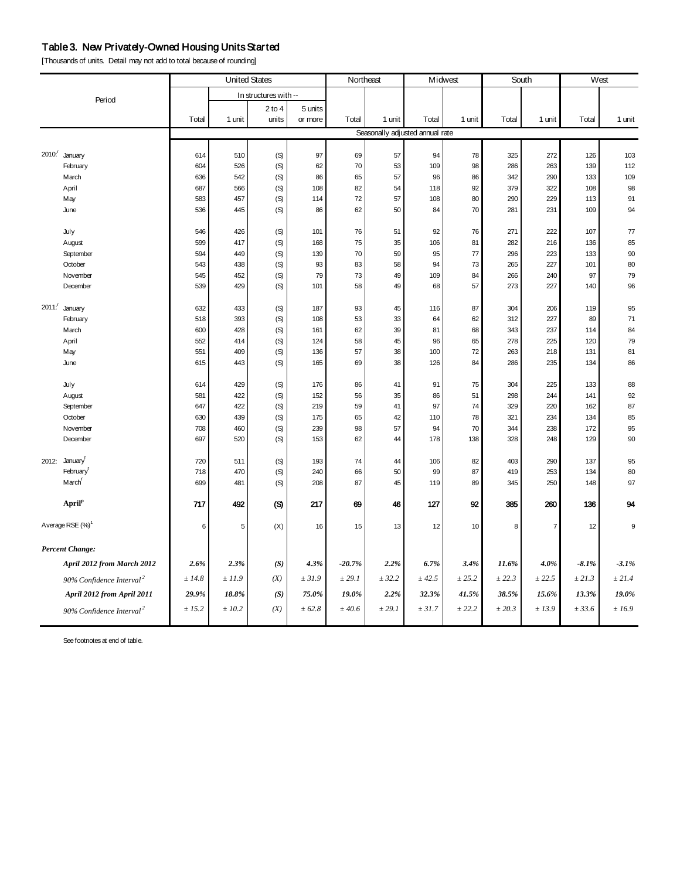## Table 3. New Privately-Owned Housing Units Started

[Thousands of units. Detail may not add to total because of rounding]

| Period | | United States | | | | Northeast | | Midwest | | South | | West | |
|---|---|---|---|---|---|---|---|---|---|---|---|---|---|
| | | | In structures with -- | | | | | | | | | | |
| | | Total | 1 unit | 2 to 4 units | 5 units or more | Total | 1 unit | Total | 1 unit | Total | 1 unit | Total | 1 unit |
| | | Seasonally adjusted annual rate | | | | | | | | | | | |
| 2010:[r] | January | 614 | 510 | (S) | 97 | 69 | 57 | 94 | 78 | 325 | 272 | 126 | 103 |
| | February | 604 | 526 | (S) | 62 | 70 | 53 | 109 | 98 | 286 | 263 | 139 | 112 |
| | March | 636 | 542 | (S) | 86 | 65 | 57 | 96 | 86 | 342 | 290 | 133 | 109 |
| | April | 687 | 566 | (S) | 108 | 82 | 54 | 118 | 92 | 379 | 322 | 108 | 98 |
| | May | 583 | 457 | (S) | 114 | 72 | 57 | 108 | 80 | 290 | 229 | 113 | 91 |
| | June | 536 | 445 | (S) | 86 | 62 | 50 | 84 | 70 | 281 | 231 | 109 | 94 |
| | July | 546 | 426 | (S) | 101 | 76 | 51 | 92 | 76 | 271 | 222 | 107 | 77 |
| | August | 599 | 417 | (S) | 168 | 75 | 35 | 106 | 81 | 282 | 216 | 136 | 85 |
| | September | 594 | 449 | (S) | 139 | 70 | 59 | 95 | 77 | 296 | 223 | 133 | 90 |
| | October | 543 | 438 | (S) | 93 | 83 | 58 | 94 | 73 | 265 | 227 | 101 | 80 |
| | November | 545 | 452 | (S) | 79 | 73 | 49 | 109 | 84 | 266 | 240 | 97 | 79 |
| | December | 539 | 429 | (S) | 101 | 58 | 49 | 68 | 57 | 273 | 227 | 140 | 96 |
| 2011:[r] | January | 632 | 433 | (S) | 187 | 93 | 45 | 116 | 87 | 304 | 206 | 119 | 95 |
| | February | 518 | 393 | (S) | 108 | 53 | 33 | 64 | 62 | 312 | 227 | 89 | 71 |
| | March | 600 | 428 | (S) | 161 | 62 | 39 | 81 | 68 | 343 | 237 | 114 | 84 |
| | April | 552 | 414 | (S) | 124 | 58 | 45 | 96 | 65 | 278 | 225 | 120 | 79 |
| | May | 551 | 409 | (S) | 136 | 57 | 38 | 100 | 72 | 263 | 218 | 131 | 81 |
| | June | 615 | 443 | (S) | 165 | 69 | 38 | 126 | 84 | 286 | 235 | 134 | 86 |
| | July | 614 | 429 | (S) | 176 | 86 | 41 | 91 | 75 | 304 | 225 | 133 | 88 |
| | August | 581 | 422 | (S) | 152 | 56 | 35 | 86 | 51 | 298 | 244 | 141 | 92 |
| | September | 647 | 422 | (S) | 219 | 59 | 41 | 97 | 74 | 329 | 220 | 162 | 87 |
| | October | 630 | 439 | (S) | 175 | 65 | 42 | 110 | 78 | 321 | 234 | 134 | 85 |
| | November | 708 | 460 | (S) | 239 | 98 | 57 | 94 | 70 | 344 | 238 | 172 | 95 |
| | December | 697 | 520 | (S) | 153 | 62 | 44 | 178 | 138 | 328 | 248 | 129 | 90 |
| 2012: | January[r] | 720 | 511 | (S) | 193 | 74 | 44 | 106 | 82 | 403 | 290 | 137 | 95 |
| | February[r] | 718 | 470 | (S) | 240 | 66 | 50 | 99 | 87 | 419 | 253 | 134 | 80 |
| | March[r] | 699 | 481 | (S) | 208 | 87 | 45 | 119 | 89 | 345 | 250 | 148 | 97 |
| | **April[p]** | **717** | **492** | **(S)** | **217** | **69** | **46** | **127** | **92** | **385** | **260** | **136** | **94** |
| Average RSE (%)[1] | | 6 | 5 | (X) | 16 | 15 | 13 | 12 | 10 | 8 | 7 | 12 | 9 |
| ***Percent Change:*** | | | | | | | | | | | | | |
| ***April 2012 from March 2012*** | | ***2.6%*** | ***2.3%*** | ***(S)*** | ***4.3%*** | ***-20.7%*** | ***2.2%*** | ***6.7%*** | ***3.4%*** | ***11.6%*** | ***4.0%*** | ***-8.1%*** | ***-3.1%*** |
| *90% Confidence Interval[2]* | | *± 14.8* | *± 11.9* | *(X)* | *± 31.9* | *± 29.1* | *± 32.2* | *± 42.5* | *± 25.2* | *± 22.3* | *± 22.5* | *± 21.3* | *± 21.4* |
| ***April 2012 from April 2011*** | | ***29.9%*** | ***18.8%*** | ***(S)*** | ***75.0%*** | ***19.0%*** | ***2.2%*** | ***32.3%*** | ***41.5%*** | ***38.5%*** | ***15.6%*** | ***13.3%*** | ***19.0%*** |
| *90% Confidence Interval[2]* | | *± 15.2* | *± 10.2* | *(X)* | *± 62.8* | *± 40.6* | *± 29.1* | *± 31.7* | *± 22.2* | *± 20.3* | *± 13.9* | *± 33.6* | *± 16.9* |

See footnotes at end of table.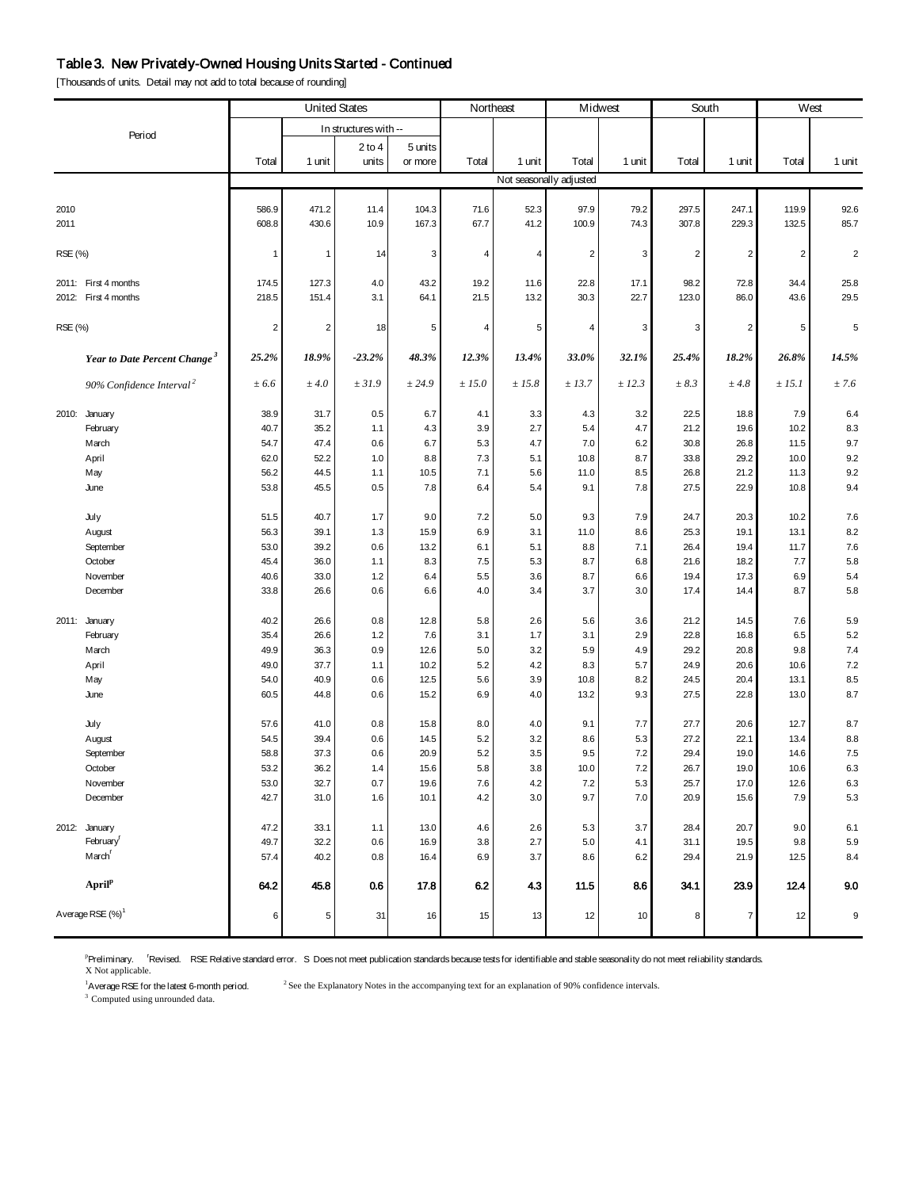## Table 3. New Privately-Owned Housing Units Started - Continued

[Thousands of units. Detail may not add to total because of rounding]

| Period | United States | | | | Northeast | | Midwest | | South | | West | |
|---|---|---|---|---|---|---|---|---|---|---|---|---|
| | | In structures with -- | | | | | | | | | | |
| | Total | 1 unit | 2 to 4 units | 5 units or more | Total | 1 unit | Total | 1 unit | Total | 1 unit | Total | 1 unit |
| | Not seasonally adjusted | | | | | | | | | | | |
| 2010 | 586.9 | 471.2 | 11.4 | 104.3 | 71.6 | 52.3 | 97.9 | 79.2 | 297.5 | 247.1 | 119.9 | 92.6 |
| 2011 | 608.8 | 430.6 | 10.9 | 167.3 | 67.7 | 41.2 | 100.9 | 74.3 | 307.8 | 229.3 | 132.5 | 85.7 |
| RSE (%) | 1 | 1 | 14 | 3 | 4 | 4 | 2 | 3 | 2 | 2 | 2 | 2 |
| 2011: First 4 months | 174.5 | 127.3 | 4.0 | 43.2 | 19.2 | 11.6 | 22.8 | 17.1 | 98.2 | 72.8 | 34.4 | 25.8 |
| 2012: First 4 months | 218.5 | 151.4 | 3.1 | 64.1 | 21.5 | 13.2 | 30.3 | 22.7 | 123.0 | 86.0 | 43.6 | 29.5 |
| RSE (%) | 2 | 2 | 18 | 5 | 4 | 5 | 4 | 3 | 3 | 2 | 5 | 5 |
| ***Year to Date Percent Change*** [3] | ***25.2%*** | ***18.9%*** | ***-23.2%*** | ***48.3%*** | ***12.3%*** | ***13.4%*** | ***33.0%*** | ***32.1%*** | ***25.4%*** | ***18.2%*** | ***26.8%*** | ***14.5%*** |
| *90% Confidence Interval* [2] | *± 6.6* | *± 4.0* | *± 31.9* | *± 24.9* | *± 15.0* | *± 15.8* | *± 13.7* | *± 12.3* | *± 8.3* | *± 4.8* | *± 15.1* | *± 7.6* |
| 2010: January | 38.9 | 31.7 | 0.5 | 6.7 | 4.1 | 3.3 | 4.3 | 3.2 | 22.5 | 18.8 | 7.9 | 6.4 |
| February | 40.7 | 35.2 | 1.1 | 4.3 | 3.9 | 2.7 | 5.4 | 4.7 | 21.2 | 19.6 | 10.2 | 8.3 |
| March | 54.7 | 47.4 | 0.6 | 6.7 | 5.3 | 4.7 | 7.0 | 6.2 | 30.8 | 26.8 | 11.5 | 9.7 |
| April | 62.0 | 52.2 | 1.0 | 8.8 | 7.3 | 5.1 | 10.8 | 8.7 | 33.8 | 29.2 | 10.0 | 9.2 |
| May | 56.2 | 44.5 | 1.1 | 10.5 | 7.1 | 5.6 | 11.0 | 8.5 | 26.8 | 21.2 | 11.3 | 9.2 |
| June | 53.8 | 45.5 | 0.5 | 7.8 | 6.4 | 5.4 | 9.1 | 7.8 | 27.5 | 22.9 | 10.8 | 9.4 |
| July | 51.5 | 40.7 | 1.7 | 9.0 | 7.2 | 5.0 | 9.3 | 7.9 | 24.7 | 20.3 | 10.2 | 7.6 |
| August | 56.3 | 39.1 | 1.3 | 15.9 | 6.9 | 3.1 | 11.0 | 8.6 | 25.3 | 19.1 | 13.1 | 8.2 |
| September | 53.0 | 39.2 | 0.6 | 13.2 | 6.1 | 5.1 | 8.8 | 7.1 | 26.4 | 19.4 | 11.7 | 7.6 |
| October | 45.4 | 36.0 | 1.1 | 8.3 | 7.5 | 5.3 | 8.7 | 6.8 | 21.6 | 18.2 | 7.7 | 5.8 |
| November | 40.6 | 33.0 | 1.2 | 6.4 | 5.5 | 3.6 | 8.7 | 6.6 | 19.4 | 17.3 | 6.9 | 5.4 |
| December | 33.8 | 26.6 | 0.6 | 6.6 | 4.0 | 3.4 | 3.7 | 3.0 | 17.4 | 14.4 | 8.7 | 5.8 |
| 2011: January | 40.2 | 26.6 | 0.8 | 12.8 | 5.8 | 2.6 | 5.6 | 3.6 | 21.2 | 14.5 | 7.6 | 5.9 |
| February | 35.4 | 26.6 | 1.2 | 7.6 | 3.1 | 1.7 | 3.1 | 2.9 | 22.8 | 16.8 | 6.5 | 5.2 |
| March | 49.9 | 36.3 | 0.9 | 12.6 | 5.0 | 3.2 | 5.9 | 4.9 | 29.2 | 20.8 | 9.8 | 7.4 |
| April | 49.0 | 37.7 | 1.1 | 10.2 | 5.2 | 4.2 | 8.3 | 5.7 | 24.9 | 20.6 | 10.6 | 7.2 |
| May | 54.0 | 40.9 | 0.6 | 12.5 | 5.6 | 3.9 | 10.8 | 8.2 | 24.5 | 20.4 | 13.1 | 8.5 |
| June | 60.5 | 44.8 | 0.6 | 15.2 | 6.9 | 4.0 | 13.2 | 9.3 | 27.5 | 22.8 | 13.0 | 8.7 |
| July | 57.6 | 41.0 | 0.8 | 15.8 | 8.0 | 4.0 | 9.1 | 7.7 | 27.7 | 20.6 | 12.7 | 8.7 |
| August | 54.5 | 39.4 | 0.6 | 14.5 | 5.2 | 3.2 | 8.6 | 5.3 | 27.2 | 22.1 | 13.4 | 8.8 |
| September | 58.8 | 37.3 | 0.6 | 20.9 | 5.2 | 3.5 | 9.5 | 7.2 | 29.4 | 19.0 | 14.6 | 7.5 |
| October | 53.2 | 36.2 | 1.4 | 15.6 | 5.8 | 3.8 | 10.0 | 7.2 | 26.7 | 19.0 | 10.6 | 6.3 |
| November | 53.0 | 32.7 | 0.7 | 19.6 | 7.6 | 4.2 | 7.2 | 5.3 | 25.7 | 17.0 | 12.6 | 6.3 |
| December | 42.7 | 31.0 | 1.6 | 10.1 | 4.2 | 3.0 | 9.7 | 7.0 | 20.9 | 15.6 | 7.9 | 5.3 |
| 2012: January | 47.2 | 33.1 | 1.1 | 13.0 | 4.6 | 2.6 | 5.3 | 3.7 | 28.4 | 20.7 | 9.0 | 6.1 |
| February[r] | 49.7 | 32.2 | 0.6 | 16.9 | 3.8 | 2.7 | 5.0 | 4.1 | 31.1 | 19.5 | 9.8 | 5.9 |
| March[r] | 57.4 | 40.2 | 0.8 | 16.4 | 6.9 | 3.7 | 8.6 | 6.2 | 29.4 | 21.9 | 12.5 | 8.4 |
| **April[p]** | **64.2** | **45.8** | **0.6** | **17.8** | **6.2** | **4.3** | **11.5** | **8.6** | **34.1** | **23.9** | **12.4** | **9.0** |
| Average RSE (%)[1] | 6 | 5 | 31 | 16 | 15 | 13 | 12 | 10 | 8 | 7 | 12 | 9 |

[p]Preliminary. [r]Revised. RSE Relative standard error. S Does not meet publication standards because tests for identifiable and stable seasonality do not meet reliability standards.
X Not applicable.

[1]Average RSE for the latest 6-month period. [2] See the Explanatory Notes in the accompanying text for an explanation of 90% confidence intervals.

[3] Computed using unrounded data.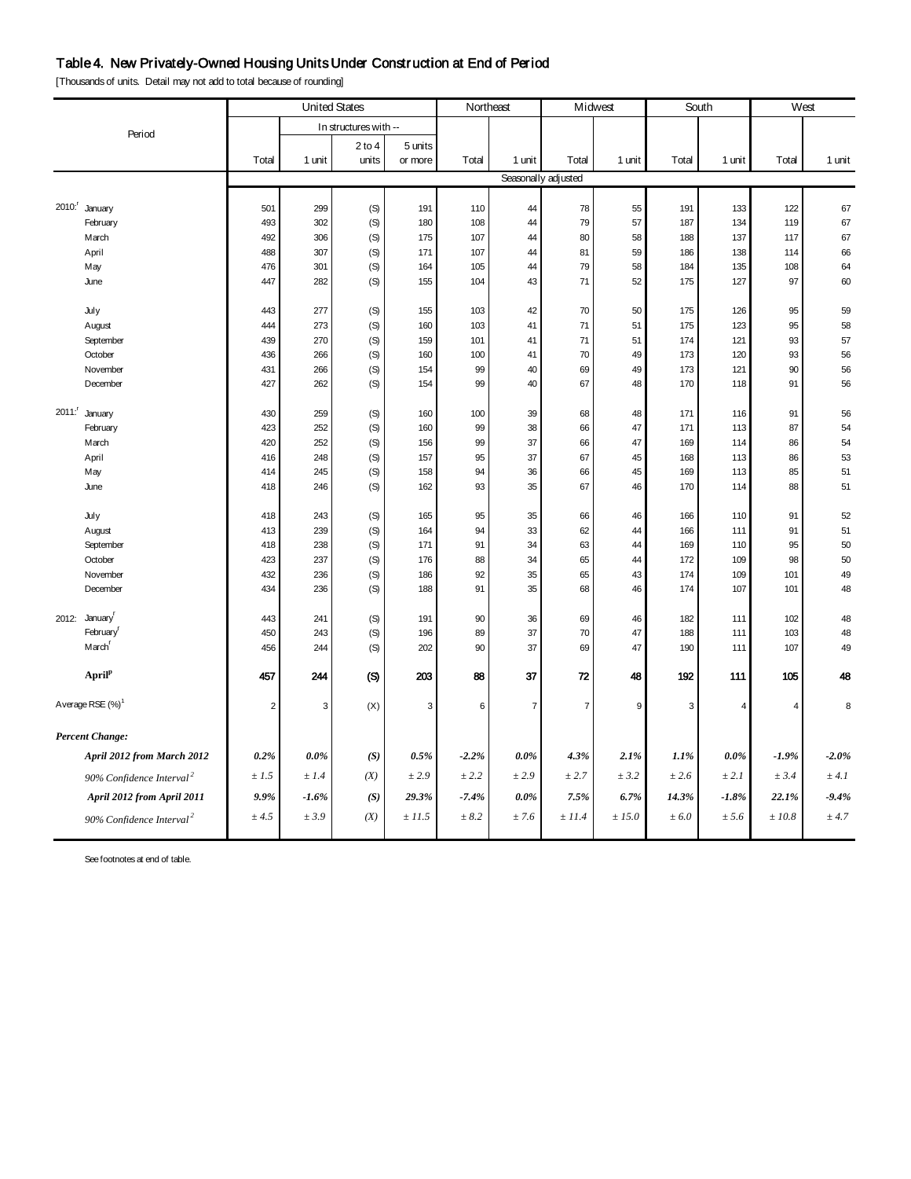# Table 4. New Privately-Owned Housing Units Under Construction at End of Period

[Thousands of units. Detail may not add to total because of rounding]

| Period | United States | | | | Northeast | | Midwest | | South | | West | |
|---|---|---|---|---|---|---|---|---|---|---|---|---|
| | Total | In structures with -- 1 unit | 2 to 4 units | 5 units or more | Total | 1 unit | Total | 1 unit | Total | 1 unit | Total | 1 unit |
| | Seasonally adjusted | | | | | | | | | | | |
| 2010:[r] January | 501 | 299 | (S) | 191 | 110 | 44 | 78 | 55 | 191 | 133 | 122 | 67 |
| February | 493 | 302 | (S) | 180 | 108 | 44 | 79 | 57 | 187 | 134 | 119 | 67 |
| March | 492 | 306 | (S) | 175 | 107 | 44 | 80 | 58 | 188 | 137 | 117 | 67 |
| April | 488 | 307 | (S) | 171 | 107 | 44 | 81 | 59 | 186 | 138 | 114 | 66 |
| May | 476 | 301 | (S) | 164 | 105 | 44 | 79 | 58 | 184 | 135 | 108 | 64 |
| June | 447 | 282 | (S) | 155 | 104 | 43 | 71 | 52 | 175 | 127 | 97 | 60 |
| July | 443 | 277 | (S) | 155 | 103 | 42 | 70 | 50 | 175 | 126 | 95 | 59 |
| August | 444 | 273 | (S) | 160 | 103 | 41 | 71 | 51 | 175 | 123 | 95 | 58 |
| September | 439 | 270 | (S) | 159 | 101 | 41 | 71 | 51 | 174 | 121 | 93 | 57 |
| October | 436 | 266 | (S) | 160 | 100 | 41 | 70 | 49 | 173 | 120 | 93 | 56 |
| November | 431 | 266 | (S) | 154 | 99 | 40 | 69 | 49 | 173 | 121 | 90 | 56 |
| December | 427 | 262 | (S) | 154 | 99 | 40 | 67 | 48 | 170 | 118 | 91 | 56 |
| 2011:[r] January | 430 | 259 | (S) | 160 | 100 | 39 | 68 | 48 | 171 | 116 | 91 | 56 |
| February | 423 | 252 | (S) | 160 | 99 | 38 | 66 | 47 | 171 | 113 | 87 | 54 |
| March | 420 | 252 | (S) | 156 | 99 | 37 | 66 | 47 | 169 | 114 | 86 | 54 |
| April | 416 | 248 | (S) | 157 | 95 | 37 | 67 | 45 | 168 | 113 | 86 | 53 |
| May | 414 | 245 | (S) | 158 | 94 | 36 | 66 | 45 | 169 | 113 | 85 | 51 |
| June | 418 | 246 | (S) | 162 | 93 | 35 | 67 | 46 | 170 | 114 | 88 | 51 |
| July | 418 | 243 | (S) | 165 | 95 | 35 | 66 | 46 | 166 | 110 | 91 | 52 |
| August | 413 | 239 | (S) | 164 | 94 | 33 | 62 | 44 | 166 | 111 | 91 | 51 |
| September | 418 | 238 | (S) | 171 | 91 | 34 | 63 | 44 | 169 | 110 | 95 | 50 |
| October | 423 | 237 | (S) | 176 | 88 | 34 | 65 | 44 | 172 | 109 | 98 | 50 |
| November | 432 | 236 | (S) | 186 | 92 | 35 | 65 | 43 | 174 | 109 | 101 | 49 |
| December | 434 | 236 | (S) | 188 | 91 | 35 | 68 | 46 | 174 | 107 | 101 | 48 |
| 2012: January[r] | 443 | 241 | (S) | 191 | 90 | 36 | 69 | 46 | 182 | 111 | 102 | 48 |
| February[r] | 450 | 243 | (S) | 196 | 89 | 37 | 70 | 47 | 188 | 111 | 103 | 48 |
| March[r] | 456 | 244 | (S) | 202 | 90 | 37 | 69 | 47 | 190 | 111 | 107 | 49 |
| **April[p]** | **457** | **244** | **(S)** | **203** | **88** | **37** | **72** | **48** | **192** | **111** | **105** | **48** |
| Average RSE (%)[1] | 2 | 3 | (X) | 3 | 6 | 7 | 7 | 9 | 3 | 4 | 4 | 8 |
| ***Percent Change:*** | | | | | | | | | | | | |
| ***April 2012 from March 2012*** | ***0.2%*** | ***0.0%*** | ***(S)*** | ***0.5%*** | ***-2.2%*** | ***0.0%*** | ***4.3%*** | ***2.1%*** | ***1.1%*** | ***0.0%*** | ***-1.9%*** | ***-2.0%*** |
| *90% Confidence Interval[2]* | *± 1.5* | *± 1.4* | *(X)* | *± 2.9* | *± 2.2* | *± 2.9* | *± 2.7* | *± 3.2* | *± 2.6* | *± 2.1* | *± 3.4* | *± 4.1* |
| ***April 2012 from April 2011*** | ***9.9%*** | ***-1.6%*** | ***(S)*** | ***29.3%*** | ***-7.4%*** | ***0.0%*** | ***7.5%*** | ***6.7%*** | ***14.3%*** | ***-1.8%*** | ***22.1%*** | ***-9.4%*** |
| *90% Confidence Interval[2]* | *± 4.5* | *± 3.9* | *(X)* | *± 11.5* | *± 8.2* | *± 7.6* | *± 11.4* | *± 15.0* | *± 6.0* | *± 5.6* | *± 10.8* | *± 4.7* |

See footnotes at end of table.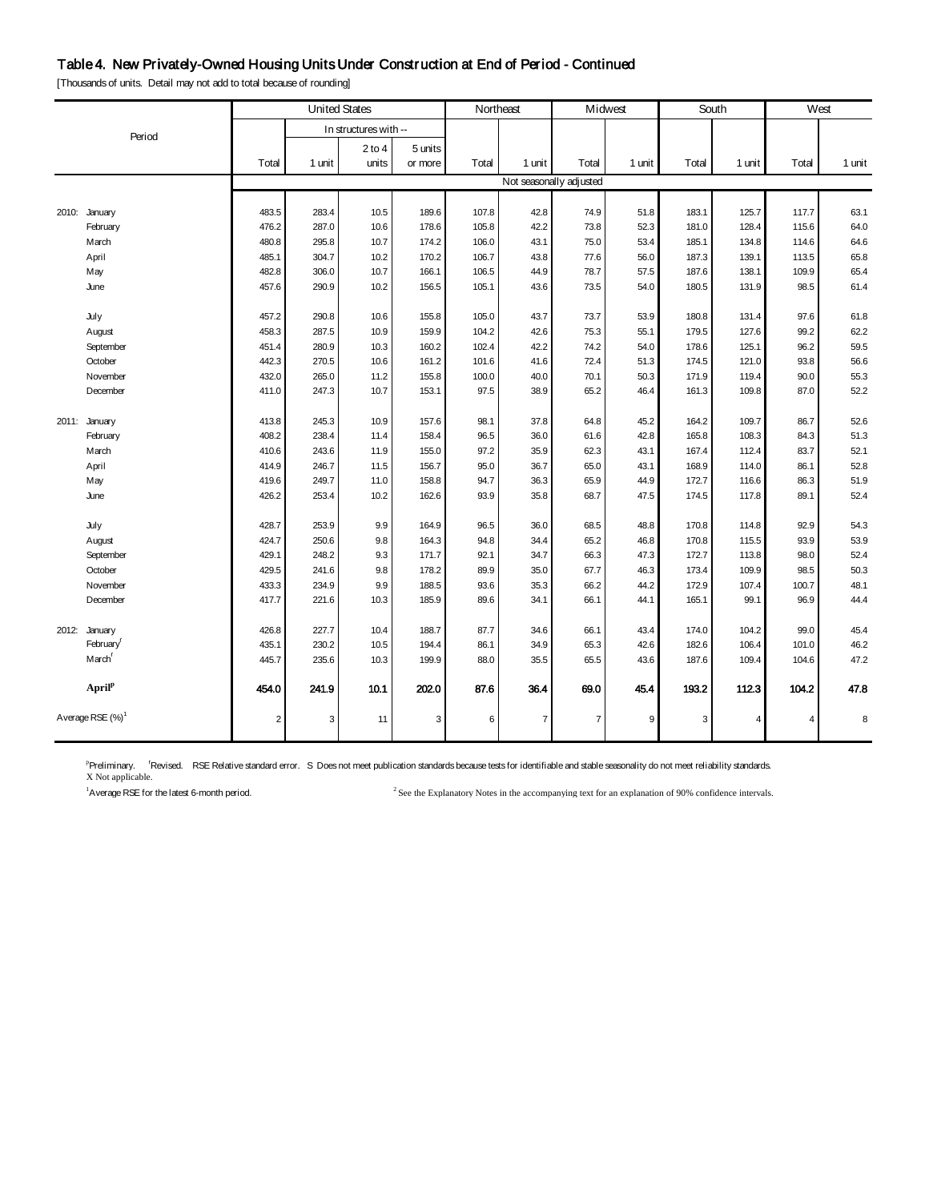## Table 4. New Privately-Owned Housing Units Under Construction at End of Period - Continued

[Thousands of units. Detail may not add to total because of rounding]

| Period | United States | | | | Northeast | | Midwest | | South | | West | |
|---|---|---|---|---|---|---|---|---|---|---|---|---|
| | Total | In structures with -- 1 unit | 2 to 4 units | 5 units or more | Total | 1 unit | Total | 1 unit | Total | 1 unit | Total | 1 unit |
| | Not seasonally adjusted | | | | | | | | | | | |
| 2010: January | 483.5 | 283.4 | 10.5 | 189.6 | 107.8 | 42.8 | 74.9 | 51.8 | 183.1 | 125.7 | 117.7 | 63.1 |
| February | 476.2 | 287.0 | 10.6 | 178.6 | 105.8 | 42.2 | 73.8 | 52.3 | 181.0 | 128.4 | 115.6 | 64.0 |
| March | 480.8 | 295.8 | 10.7 | 174.2 | 106.0 | 43.1 | 75.0 | 53.4 | 185.1 | 134.8 | 114.6 | 64.6 |
| April | 485.1 | 304.7 | 10.2 | 170.2 | 106.7 | 43.8 | 77.6 | 56.0 | 187.3 | 139.1 | 113.5 | 65.8 |
| May | 482.8 | 306.0 | 10.7 | 166.1 | 106.5 | 44.9 | 78.7 | 57.5 | 187.6 | 138.1 | 109.9 | 65.4 |
| June | 457.6 | 290.9 | 10.2 | 156.5 | 105.1 | 43.6 | 73.5 | 54.0 | 180.5 | 131.9 | 98.5 | 61.4 |
| July | 457.2 | 290.8 | 10.6 | 155.8 | 105.0 | 43.7 | 73.7 | 53.9 | 180.8 | 131.4 | 97.6 | 61.8 |
| August | 458.3 | 287.5 | 10.9 | 159.9 | 104.2 | 42.6 | 75.3 | 55.1 | 179.5 | 127.6 | 99.2 | 62.2 |
| September | 451.4 | 280.9 | 10.3 | 160.2 | 102.4 | 42.2 | 74.2 | 54.0 | 178.6 | 125.1 | 96.2 | 59.5 |
| October | 442.3 | 270.5 | 10.6 | 161.2 | 101.6 | 41.6 | 72.4 | 51.3 | 174.5 | 121.0 | 93.8 | 56.6 |
| November | 432.0 | 265.0 | 11.2 | 155.8 | 100.0 | 40.0 | 70.1 | 50.3 | 171.9 | 119.4 | 90.0 | 55.3 |
| December | 411.0 | 247.3 | 10.7 | 153.1 | 97.5 | 38.9 | 65.2 | 46.4 | 161.3 | 109.8 | 87.0 | 52.2 |
| 2011: January | 413.8 | 245.3 | 10.9 | 157.6 | 98.1 | 37.8 | 64.8 | 45.2 | 164.2 | 109.7 | 86.7 | 52.6 |
| February | 408.2 | 238.4 | 11.4 | 158.4 | 96.5 | 36.0 | 61.6 | 42.8 | 165.8 | 108.3 | 84.3 | 51.3 |
| March | 410.6 | 243.6 | 11.9 | 155.0 | 97.2 | 35.9 | 62.3 | 43.1 | 167.4 | 112.4 | 83.7 | 52.1 |
| April | 414.9 | 246.7 | 11.5 | 156.7 | 95.0 | 36.7 | 65.0 | 43.1 | 168.9 | 114.0 | 86.1 | 52.8 |
| May | 419.6 | 249.7 | 11.0 | 158.8 | 94.7 | 36.3 | 65.9 | 44.9 | 172.7 | 116.6 | 86.3 | 51.9 |
| June | 426.2 | 253.4 | 10.2 | 162.6 | 93.9 | 35.8 | 68.7 | 47.5 | 174.5 | 117.8 | 89.1 | 52.4 |
| July | 428.7 | 253.9 | 9.9 | 164.9 | 96.5 | 36.0 | 68.5 | 48.8 | 170.8 | 114.8 | 92.9 | 54.3 |
| August | 424.7 | 250.6 | 9.8 | 164.3 | 94.8 | 34.4 | 65.2 | 46.8 | 170.8 | 115.5 | 93.9 | 53.9 |
| September | 429.1 | 248.2 | 9.3 | 171.7 | 92.1 | 34.7 | 66.3 | 47.3 | 172.7 | 113.8 | 98.0 | 52.4 |
| October | 429.5 | 241.6 | 9.8 | 178.2 | 89.9 | 35.0 | 67.7 | 46.3 | 173.4 | 109.9 | 98.5 | 50.3 |
| November | 433.3 | 234.9 | 9.9 | 188.5 | 93.6 | 35.3 | 66.2 | 44.2 | 172.9 | 107.4 | 100.7 | 48.1 |
| December | 417.7 | 221.6 | 10.3 | 185.9 | 89.6 | 34.1 | 66.1 | 44.1 | 165.1 | 99.1 | 96.9 | 44.4 |
| 2012: January | 426.8 | 227.7 | 10.4 | 188.7 | 87.7 | 34.6 | 66.1 | 43.4 | 174.0 | 104.2 | 99.0 | 45.4 |
| February[r] | 435.1 | 230.2 | 10.5 | 194.4 | 86.1 | 34.9 | 65.3 | 42.6 | 182.6 | 106.4 | 101.0 | 46.2 |
| March[r] | 445.7 | 235.6 | 10.3 | 199.9 | 88.0 | 35.5 | 65.5 | 43.6 | 187.6 | 109.4 | 104.6 | 47.2 |
| **April[p]** | **454.0** | **241.9** | **10.1** | **202.0** | **87.6** | **36.4** | **69.0** | **45.4** | **193.2** | **112.3** | **104.2** | **47.8** |
| Average RSE (%)[1] | 2 | 3 | 11 | 3 | 6 | 7 | 7 | 9 | 3 | 4 | 4 | 8 |

[p]Preliminary. [r]Revised. RSE Relative standard error. S Does not meet publication standards because tests for identifiable and stable seasonality do not meet reliability standards.
X Not applicable.

[1]Average RSE for the latest 6-month period.

[2] See the Explanatory Notes in the accompanying text for an explanation of 90% confidence intervals.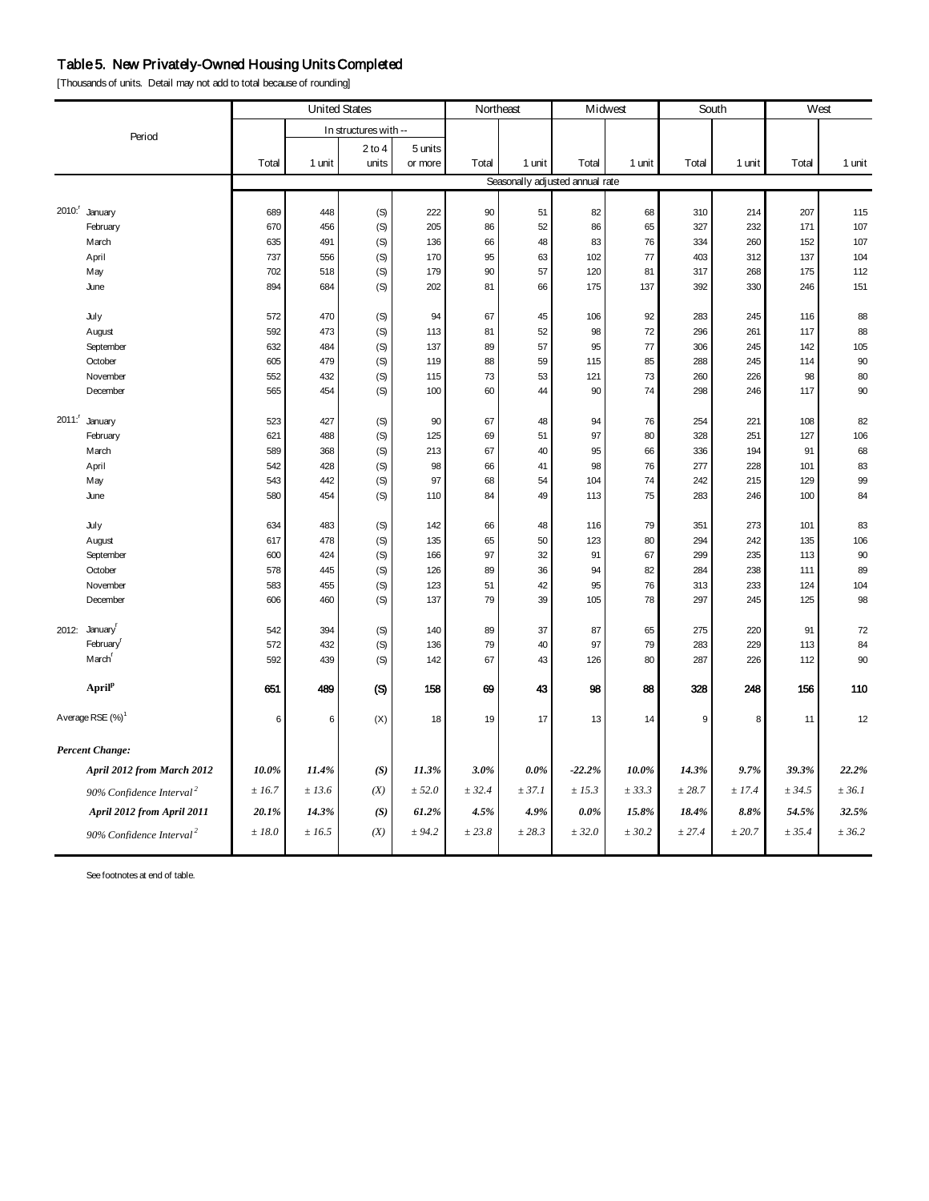# Table 5. New Privately-Owned Housing Units Completed

[Thousands of units. Detail may not add to total because of rounding]

| Period | United States | | | | Northeast | | Midwest | | South | | West | |
|---|---|---|---|---|---|---|---|---|---|---|---|---|
| | | In structures with -- | | | | | | | | | | |
| | Total | 1 unit | 2 to 4 units | 5 units or more | Total | 1 unit | Total | 1 unit | Total | 1 unit | Total | 1 unit |
| | Seasonally adjusted annual rate | | | | | | | | | | | |
| 2010:[r] January | 689 | 448 | (S) | 222 | 90 | 51 | 82 | 68 | 310 | 214 | 207 | 115 |
| February | 670 | 456 | (S) | 205 | 86 | 52 | 86 | 65 | 327 | 232 | 171 | 107 |
| March | 635 | 491 | (S) | 136 | 66 | 48 | 83 | 76 | 334 | 260 | 152 | 107 |
| April | 737 | 556 | (S) | 170 | 95 | 63 | 102 | 77 | 403 | 312 | 137 | 104 |
| May | 702 | 518 | (S) | 179 | 90 | 57 | 120 | 81 | 317 | 268 | 175 | 112 |
| June | 894 | 684 | (S) | 202 | 81 | 66 | 175 | 137 | 392 | 330 | 246 | 151 |
| July | 572 | 470 | (S) | 94 | 67 | 45 | 106 | 92 | 283 | 245 | 116 | 88 |
| August | 592 | 473 | (S) | 113 | 81 | 52 | 98 | 72 | 296 | 261 | 117 | 88 |
| September | 632 | 484 | (S) | 137 | 89 | 57 | 95 | 77 | 306 | 245 | 142 | 105 |
| October | 605 | 479 | (S) | 119 | 88 | 59 | 115 | 85 | 288 | 245 | 114 | 90 |
| November | 552 | 432 | (S) | 115 | 73 | 53 | 121 | 73 | 260 | 226 | 98 | 80 |
| December | 565 | 454 | (S) | 100 | 60 | 44 | 90 | 74 | 298 | 246 | 117 | 90 |
| 2011:[r] January | 523 | 427 | (S) | 90 | 67 | 48 | 94 | 76 | 254 | 221 | 108 | 82 |
| February | 621 | 488 | (S) | 125 | 69 | 51 | 97 | 80 | 328 | 251 | 127 | 106 |
| March | 589 | 368 | (S) | 213 | 67 | 40 | 95 | 66 | 336 | 194 | 91 | 68 |
| April | 542 | 428 | (S) | 98 | 66 | 41 | 98 | 76 | 277 | 228 | 101 | 83 |
| May | 543 | 442 | (S) | 97 | 68 | 54 | 104 | 74 | 242 | 215 | 129 | 99 |
| June | 580 | 454 | (S) | 110 | 84 | 49 | 113 | 75 | 283 | 246 | 100 | 84 |
| July | 634 | 483 | (S) | 142 | 66 | 48 | 116 | 79 | 351 | 273 | 101 | 83 |
| August | 617 | 478 | (S) | 135 | 65 | 50 | 123 | 80 | 294 | 242 | 135 | 106 |
| September | 600 | 424 | (S) | 166 | 97 | 32 | 91 | 67 | 299 | 235 | 113 | 90 |
| October | 578 | 445 | (S) | 126 | 89 | 36 | 94 | 82 | 284 | 238 | 111 | 89 |
| November | 583 | 455 | (S) | 123 | 51 | 42 | 95 | 76 | 313 | 233 | 124 | 104 |
| December | 606 | 460 | (S) | 137 | 79 | 39 | 105 | 78 | 297 | 245 | 125 | 98 |
| 2012: January[r] | 542 | 394 | (S) | 140 | 89 | 37 | 87 | 65 | 275 | 220 | 91 | 72 |
| February[r] | 572 | 432 | (S) | 136 | 79 | 40 | 97 | 79 | 283 | 229 | 113 | 84 |
| March[r] | 592 | 439 | (S) | 142 | 67 | 43 | 126 | 80 | 287 | 226 | 112 | 90 |
| **April[p]** | **651** | **489** | **(S)** | **158** | **69** | **43** | **98** | **88** | **328** | **248** | **156** | **110** |
| Average RSE (%)[1] | 6 | 6 | (X) | 18 | 19 | 17 | 13 | 14 | 9 | 8 | 11 | 12 |
| ***Percent Change:*** | | | | | | | | | | | | |
| ***April 2012 from March 2012*** | ***10.0%*** | ***11.4%*** | ***(S)*** | ***11.3%*** | ***3.0%*** | ***0.0%*** | ***-22.2%*** | ***10.0%*** | ***14.3%*** | ***9.7%*** | ***39.3%*** | ***22.2%*** |
| *90% Confidence Interval[2]* | *± 16.7* | *± 13.6* | *(X)* | *± 52.0* | *± 32.4* | *± 37.1* | *± 15.3* | *± 33.3* | *± 28.7* | *± 17.4* | *± 34.5* | *± 36.1* |
| ***April 2012 from April 2011*** | ***20.1%*** | ***14.3%*** | ***(S)*** | ***61.2%*** | ***4.5%*** | ***4.9%*** | ***0.0%*** | ***15.8%*** | ***18.4%*** | ***8.8%*** | ***54.5%*** | ***32.5%*** |
| *90% Confidence Interval[2]* | *± 18.0* | *± 16.5* | *(X)* | *± 94.2* | *± 23.8* | *± 28.3* | *± 32.0* | *± 30.2* | *± 27.4* | *± 20.7* | *± 35.4* | *± 36.2* |

See footnotes at end of table.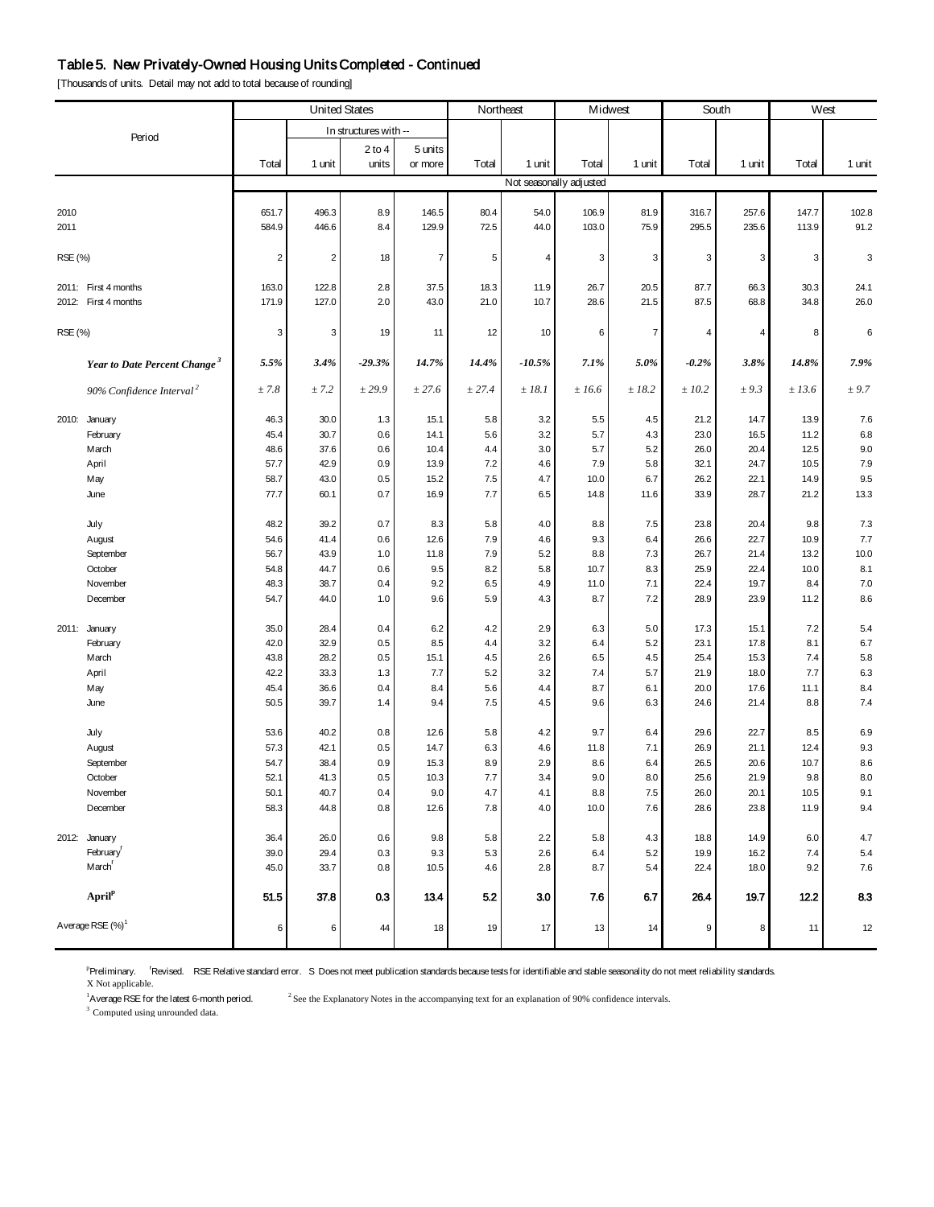## Table 5. New Privately-Owned Housing Units Completed - Continued

[Thousands of units. Detail may not add to total because of rounding]

| Period | United States | | | | Northeast | | Midwest | | South | | West | |
|---|---|---|---|---|---|---|---|---|---|---|---|---|
| | | In structures with -- | | | | | | | | | | |
| | Total | 1 unit | 2 to 4 units | 5 units or more | Total | 1 unit | Total | 1 unit | Total | 1 unit | Total | 1 unit |
| | Not seasonally adjusted | | | | | | | | | | | |
| 2010 | 651.7 | 496.3 | 8.9 | 146.5 | 80.4 | 54.0 | 106.9 | 81.9 | 316.7 | 257.6 | 147.7 | 102.8 |
| 2011 | 584.9 | 446.6 | 8.4 | 129.9 | 72.5 | 44.0 | 103.0 | 75.9 | 295.5 | 235.6 | 113.9 | 91.2 |
| RSE (%) | 2 | 2 | 18 | 7 | 5 | 4 | 3 | 3 | 3 | 3 | 3 | 3 |
| 2011: First 4 months | 163.0 | 122.8 | 2.8 | 37.5 | 18.3 | 11.9 | 26.7 | 20.5 | 87.7 | 66.3 | 30.3 | 24.1 |
| 2012: First 4 months | 171.9 | 127.0 | 2.0 | 43.0 | 21.0 | 10.7 | 28.6 | 21.5 | 87.5 | 68.8 | 34.8 | 26.0 |
| RSE (%) | 3 | 3 | 19 | 11 | 12 | 10 | 6 | 7 | 4 | 4 | 8 | 6 |
| ***Year to Date Percent Change*** [3] | ***5.5%*** | ***3.4%*** | ***-29.3%*** | ***14.7%*** | ***14.4%*** | ***-10.5%*** | ***7.1%*** | ***5.0%*** | ***-0.2%*** | ***3.8%*** | ***14.8%*** | ***7.9%*** |
| *90% Confidence Interval* [2] | *± 7.8* | *± 7.2* | *± 29.9* | *± 27.6* | *± 27.4* | *± 18.1* | *± 16.6* | *± 18.2* | *± 10.2* | *± 9.3* | *± 13.6* | *± 9.7* |
| 2010: January | 46.3 | 30.0 | 1.3 | 15.1 | 5.8 | 3.2 | 5.5 | 4.5 | 21.2 | 14.7 | 13.9 | 7.6 |
| February | 45.4 | 30.7 | 0.6 | 14.1 | 5.6 | 3.2 | 5.7 | 4.3 | 23.0 | 16.5 | 11.2 | 6.8 |
| March | 48.6 | 37.6 | 0.6 | 10.4 | 4.4 | 3.0 | 5.7 | 5.2 | 26.0 | 20.4 | 12.5 | 9.0 |
| April | 57.7 | 42.9 | 0.9 | 13.9 | 7.2 | 4.6 | 7.9 | 5.8 | 32.1 | 24.7 | 10.5 | 7.9 |
| May | 58.7 | 43.0 | 0.5 | 15.2 | 7.5 | 4.7 | 10.0 | 6.7 | 26.2 | 22.1 | 14.9 | 9.5 |
| June | 77.7 | 60.1 | 0.7 | 16.9 | 7.7 | 6.5 | 14.8 | 11.6 | 33.9 | 28.7 | 21.2 | 13.3 |
| July | 48.2 | 39.2 | 0.7 | 8.3 | 5.8 | 4.0 | 8.8 | 7.5 | 23.8 | 20.4 | 9.8 | 7.3 |
| August | 54.6 | 41.4 | 0.6 | 12.6 | 7.9 | 4.6 | 9.3 | 6.4 | 26.6 | 22.7 | 10.9 | 7.7 |
| September | 56.7 | 43.9 | 1.0 | 11.8 | 7.9 | 5.2 | 8.8 | 7.3 | 26.7 | 21.4 | 13.2 | 10.0 |
| October | 54.8 | 44.7 | 0.6 | 9.5 | 8.2 | 5.8 | 10.7 | 8.3 | 25.9 | 22.4 | 10.0 | 8.1 |
| November | 48.3 | 38.7 | 0.4 | 9.2 | 6.5 | 4.9 | 11.0 | 7.1 | 22.4 | 19.7 | 8.4 | 7.0 |
| December | 54.7 | 44.0 | 1.0 | 9.6 | 5.9 | 4.3 | 8.7 | 7.2 | 28.9 | 23.9 | 11.2 | 8.6 |
| 2011: January | 35.0 | 28.4 | 0.4 | 6.2 | 4.2 | 2.9 | 6.3 | 5.0 | 17.3 | 15.1 | 7.2 | 5.4 |
| February | 42.0 | 32.9 | 0.5 | 8.5 | 4.4 | 3.2 | 6.4 | 5.2 | 23.1 | 17.8 | 8.1 | 6.7 |
| March | 43.8 | 28.2 | 0.5 | 15.1 | 4.5 | 2.6 | 6.5 | 4.5 | 25.4 | 15.3 | 7.4 | 5.8 |
| April | 42.2 | 33.3 | 1.3 | 7.7 | 5.2 | 3.2 | 7.4 | 5.7 | 21.9 | 18.0 | 7.7 | 6.3 |
| May | 45.4 | 36.6 | 0.4 | 8.4 | 5.6 | 4.4 | 8.7 | 6.1 | 20.0 | 17.6 | 11.1 | 8.4 |
| June | 50.5 | 39.7 | 1.4 | 9.4 | 7.5 | 4.5 | 9.6 | 6.3 | 24.6 | 21.4 | 8.8 | 7.4 |
| July | 53.6 | 40.2 | 0.8 | 12.6 | 5.8 | 4.2 | 9.7 | 6.4 | 29.6 | 22.7 | 8.5 | 6.9 |
| August | 57.3 | 42.1 | 0.5 | 14.7 | 6.3 | 4.6 | 11.8 | 7.1 | 26.9 | 21.1 | 12.4 | 9.3 |
| September | 54.7 | 38.4 | 0.9 | 15.3 | 8.9 | 2.9 | 8.6 | 6.4 | 26.5 | 20.6 | 10.7 | 8.6 |
| October | 52.1 | 41.3 | 0.5 | 10.3 | 7.7 | 3.4 | 9.0 | 8.0 | 25.6 | 21.9 | 9.8 | 8.0 |
| November | 50.1 | 40.7 | 0.4 | 9.0 | 4.7 | 4.1 | 8.8 | 7.5 | 26.0 | 20.1 | 10.5 | 9.1 |
| December | 58.3 | 44.8 | 0.8 | 12.6 | 7.8 | 4.0 | 10.0 | 7.6 | 28.6 | 23.8 | 11.9 | 9.4 |
| 2012: January | 36.4 | 26.0 | 0.6 | 9.8 | 5.8 | 2.2 | 5.8 | 4.3 | 18.8 | 14.9 | 6.0 | 4.7 |
| February [r] | 39.0 | 29.4 | 0.3 | 9.3 | 5.3 | 2.6 | 6.4 | 5.2 | 19.9 | 16.2 | 7.4 | 5.4 |
| March [r] | 45.0 | 33.7 | 0.8 | 10.5 | 4.6 | 2.8 | 8.7 | 5.4 | 22.4 | 18.0 | 9.2 | 7.6 |
| **April** [p] | **51.5** | **37.8** | **0.3** | **13.4** | **5.2** | **3.0** | **7.6** | **6.7** | **26.4** | **19.7** | **12.2** | **8.3** |
| Average RSE (%) [1] | 6 | 6 | 44 | 18 | 19 | 17 | 13 | 14 | 9 | 8 | 11 | 12 |

[p]Preliminary. [r]Revised. RSE Relative standard error. S Does not meet publication standards because tests for identifiable and stable seasonality do not meet reliability standards.
X Not applicable.
[1]Average RSE for the latest 6-month period. [2] See the Explanatory Notes in the accompanying text for an explanation of 90% confidence intervals.
[3] Computed using unrounded data.